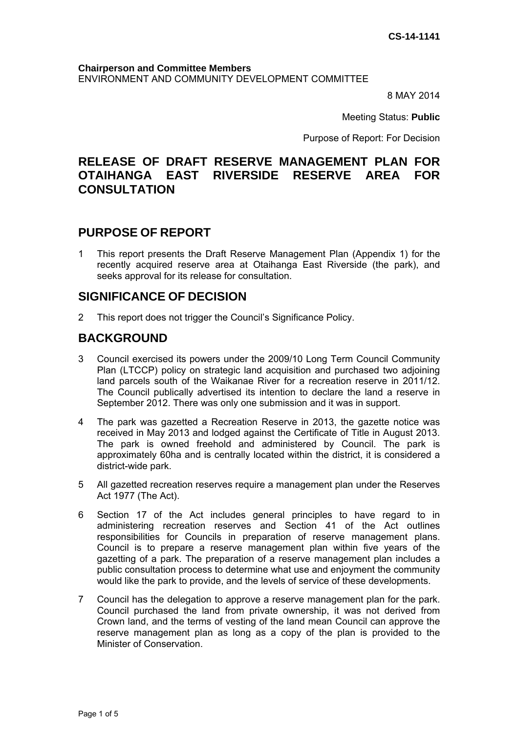**CS-14-1141**

**Chairperson and Committee Members**
ENVIRONMENT AND COMMUNITY DEVELOPMENT COMMITTEE

8 MAY 2014

Meeting Status: **Public**

Purpose of Report: For Decision

# RELEASE OF DRAFT RESERVE MANAGEMENT PLAN FOR OTAIHANGA EAST RIVERSIDE RESERVE AREA FOR CONSULTATION

## PURPOSE OF REPORT

1. This report presents the Draft Reserve Management Plan (Appendix 1) for the recently acquired reserve area at Otaihanga East Riverside (the park), and seeks approval for its release for consultation.

## SIGNIFICANCE OF DECISION

2. This report does not trigger the Council's Significance Policy.

## BACKGROUND

3. Council exercised its powers under the 2009/10 Long Term Council Community Plan (LTCCP) policy on strategic land acquisition and purchased two adjoining land parcels south of the Waikanae River for a recreation reserve in 2011/12. The Council publically advertised its intention to declare the land a reserve in September 2012. There was only one submission and it was in support.

4. The park was gazetted a Recreation Reserve in 2013, the gazette notice was received in May 2013 and lodged against the Certificate of Title in August 2013. The park is owned freehold and administered by Council. The park is approximately 60ha and is centrally located within the district, it is considered a district-wide park.

5. All gazetted recreation reserves require a management plan under the Reserves Act 1977 (The Act).

6. Section 17 of the Act includes general principles to have regard to in administering recreation reserves and Section 41 of the Act outlines responsibilities for Councils in preparation of reserve management plans. Council is to prepare a reserve management plan within five years of the gazetting of a park. The preparation of a reserve management plan includes a public consultation process to determine what use and enjoyment the community would like the park to provide, and the levels of service of these developments.

7. Council has the delegation to approve a reserve management plan for the park. Council purchased the land from private ownership, it was not derived from Crown land, and the terms of vesting of the land mean Council can approve the reserve management plan as long as a copy of the plan is provided to the Minister of Conservation.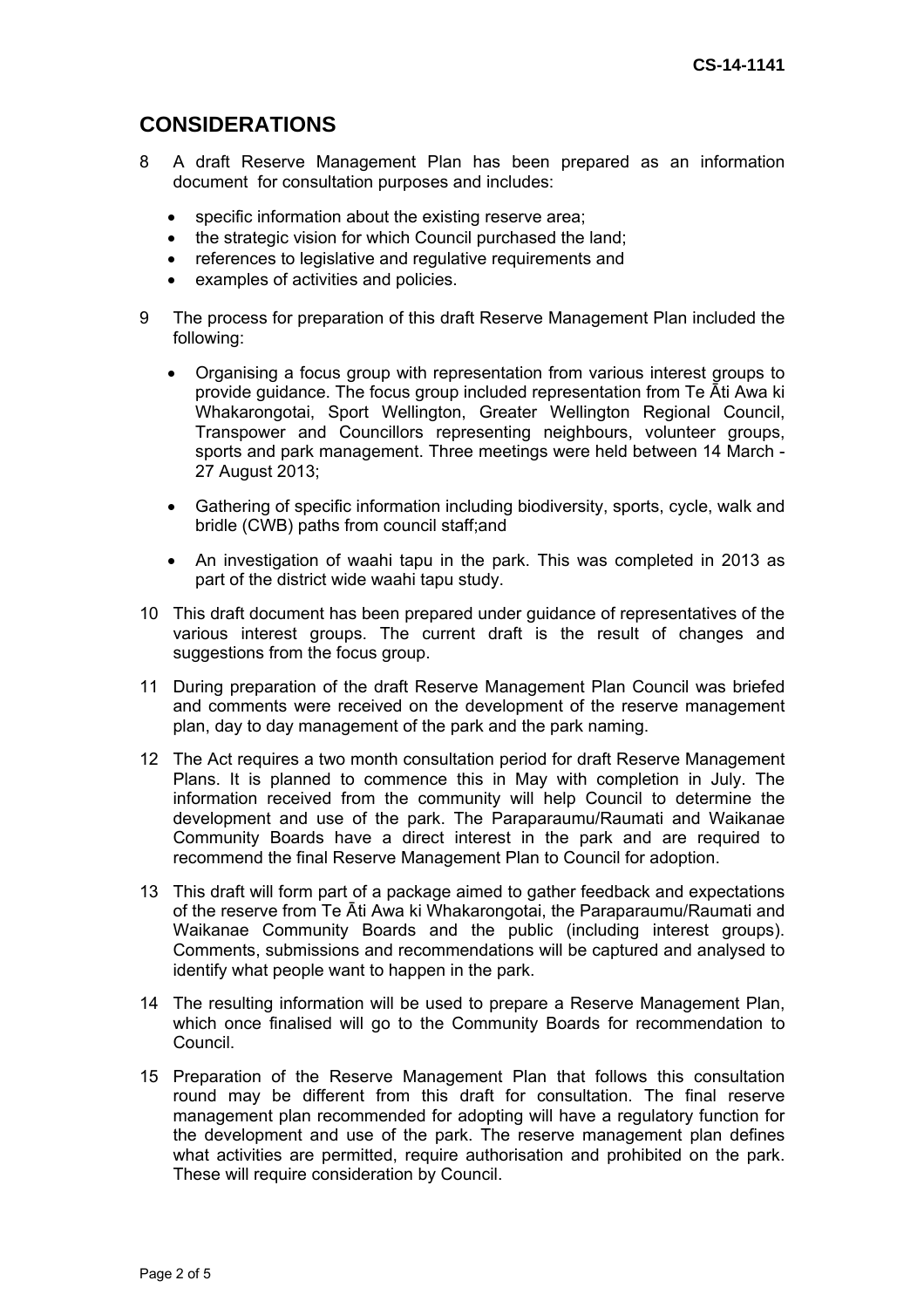## CONSIDERATIONS

8 A draft Reserve Management Plan has been prepared as an information document for consultation purposes and includes:

- specific information about the existing reserve area;
- the strategic vision for which Council purchased the land;
- references to legislative and regulative requirements and
- examples of activities and policies.

9 The process for preparation of this draft Reserve Management Plan included the following:

- Organising a focus group with representation from various interest groups to provide guidance. The focus group included representation from Te Āti Awa ki Whakarongotai, Sport Wellington, Greater Wellington Regional Council, Transpower and Councillors representing neighbours, volunteer groups, sports and park management. Three meetings were held between 14 March - 27 August 2013;
- Gathering of specific information including biodiversity, sports, cycle, walk and bridle (CWB) paths from council staff;and
- An investigation of waahi tapu in the park. This was completed in 2013 as part of the district wide waahi tapu study.

10 This draft document has been prepared under guidance of representatives of the various interest groups. The current draft is the result of changes and suggestions from the focus group.

11 During preparation of the draft Reserve Management Plan Council was briefed and comments were received on the development of the reserve management plan, day to day management of the park and the park naming.

12 The Act requires a two month consultation period for draft Reserve Management Plans. It is planned to commence this in May with completion in July. The information received from the community will help Council to determine the development and use of the park. The Paraparaumu/Raumati and Waikanae Community Boards have a direct interest in the park and are required to recommend the final Reserve Management Plan to Council for adoption.

13 This draft will form part of a package aimed to gather feedback and expectations of the reserve from Te Āti Awa ki Whakarongotai, the Paraparaumu/Raumati and Waikanae Community Boards and the public (including interest groups). Comments, submissions and recommendations will be captured and analysed to identify what people want to happen in the park.

14 The resulting information will be used to prepare a Reserve Management Plan, which once finalised will go to the Community Boards for recommendation to Council.

15 Preparation of the Reserve Management Plan that follows this consultation round may be different from this draft for consultation. The final reserve management plan recommended for adopting will have a regulatory function for the development and use of the park. The reserve management plan defines what activities are permitted, require authorisation and prohibited on the park. These will require consideration by Council.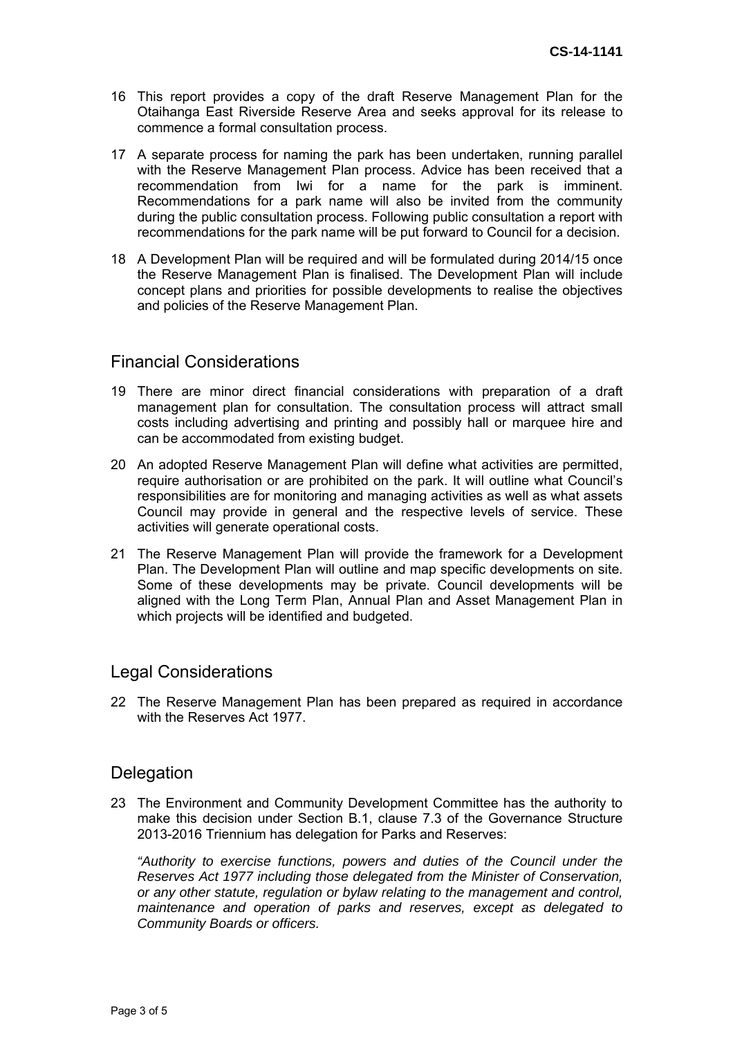16 This report provides a copy of the draft Reserve Management Plan for the Otaihanga East Riverside Reserve Area and seeks approval for its release to commence a formal consultation process.

17 A separate process for naming the park has been undertaken, running parallel with the Reserve Management Plan process. Advice has been received that a recommendation from Iwi for a name for the park is imminent. Recommendations for a park name will also be invited from the community during the public consultation process. Following public consultation a report with recommendations for the park name will be put forward to Council for a decision.

18 A Development Plan will be required and will be formulated during 2014/15 once the Reserve Management Plan is finalised. The Development Plan will include concept plans and priorities for possible developments to realise the objectives and policies of the Reserve Management Plan.

## Financial Considerations

19 There are minor direct financial considerations with preparation of a draft management plan for consultation. The consultation process will attract small costs including advertising and printing and possibly hall or marquee hire and can be accommodated from existing budget.

20 An adopted Reserve Management Plan will define what activities are permitted, require authorisation or are prohibited on the park. It will outline what Council's responsibilities are for monitoring and managing activities as well as what assets Council may provide in general and the respective levels of service. These activities will generate operational costs.

21 The Reserve Management Plan will provide the framework for a Development Plan. The Development Plan will outline and map specific developments on site. Some of these developments may be private. Council developments will be aligned with the Long Term Plan, Annual Plan and Asset Management Plan in which projects will be identified and budgeted.

## Legal Considerations

22 The Reserve Management Plan has been prepared as required in accordance with the Reserves Act 1977.

## Delegation

23 The Environment and Community Development Committee has the authority to make this decision under Section B.1, clause 7.3 of the Governance Structure 2013-2016 Triennium has delegation for Parks and Reserves:

*"Authority to exercise functions, powers and duties of the Council under the Reserves Act 1977 including those delegated from the Minister of Conservation, or any other statute, regulation or bylaw relating to the management and control, maintenance and operation of parks and reserves, except as delegated to Community Boards or officers.*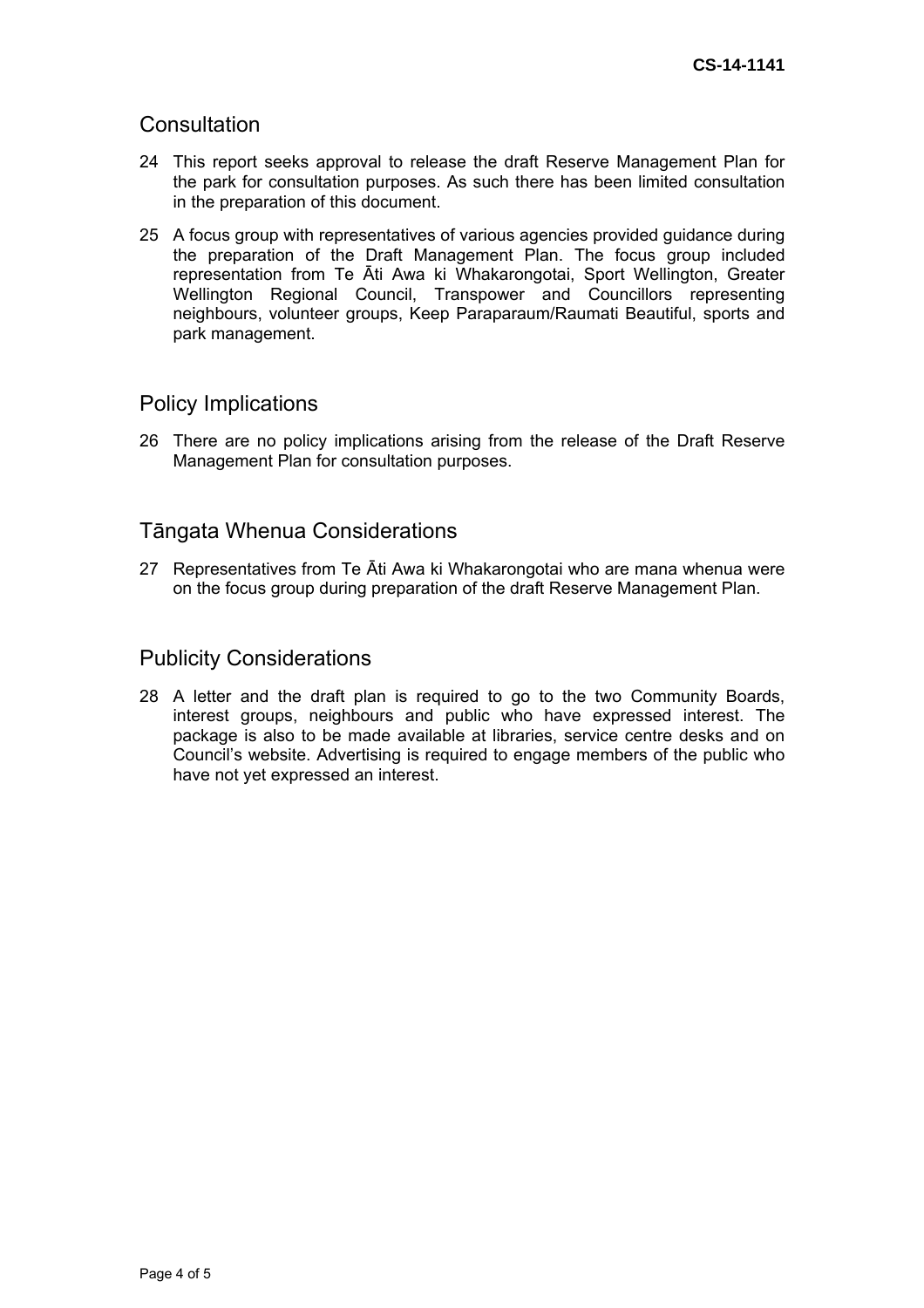## Consultation

24 This report seeks approval to release the draft Reserve Management Plan for the park for consultation purposes. As such there has been limited consultation in the preparation of this document.

25 A focus group with representatives of various agencies provided guidance during the preparation of the Draft Management Plan. The focus group included representation from Te Āti Awa ki Whakarongotai, Sport Wellington, Greater Wellington Regional Council, Transpower and Councillors representing neighbours, volunteer groups, Keep Paraparaum/Raumati Beautiful, sports and park management.

## Policy Implications

26 There are no policy implications arising from the release of the Draft Reserve Management Plan for consultation purposes.

## Tāngata Whenua Considerations

27 Representatives from Te Āti Awa ki Whakarongotai who are mana whenua were on the focus group during preparation of the draft Reserve Management Plan.

## Publicity Considerations

28 A letter and the draft plan is required to go to the two Community Boards, interest groups, neighbours and public who have expressed interest. The package is also to be made available at libraries, service centre desks and on Council's website. Advertising is required to engage members of the public who have not yet expressed an interest.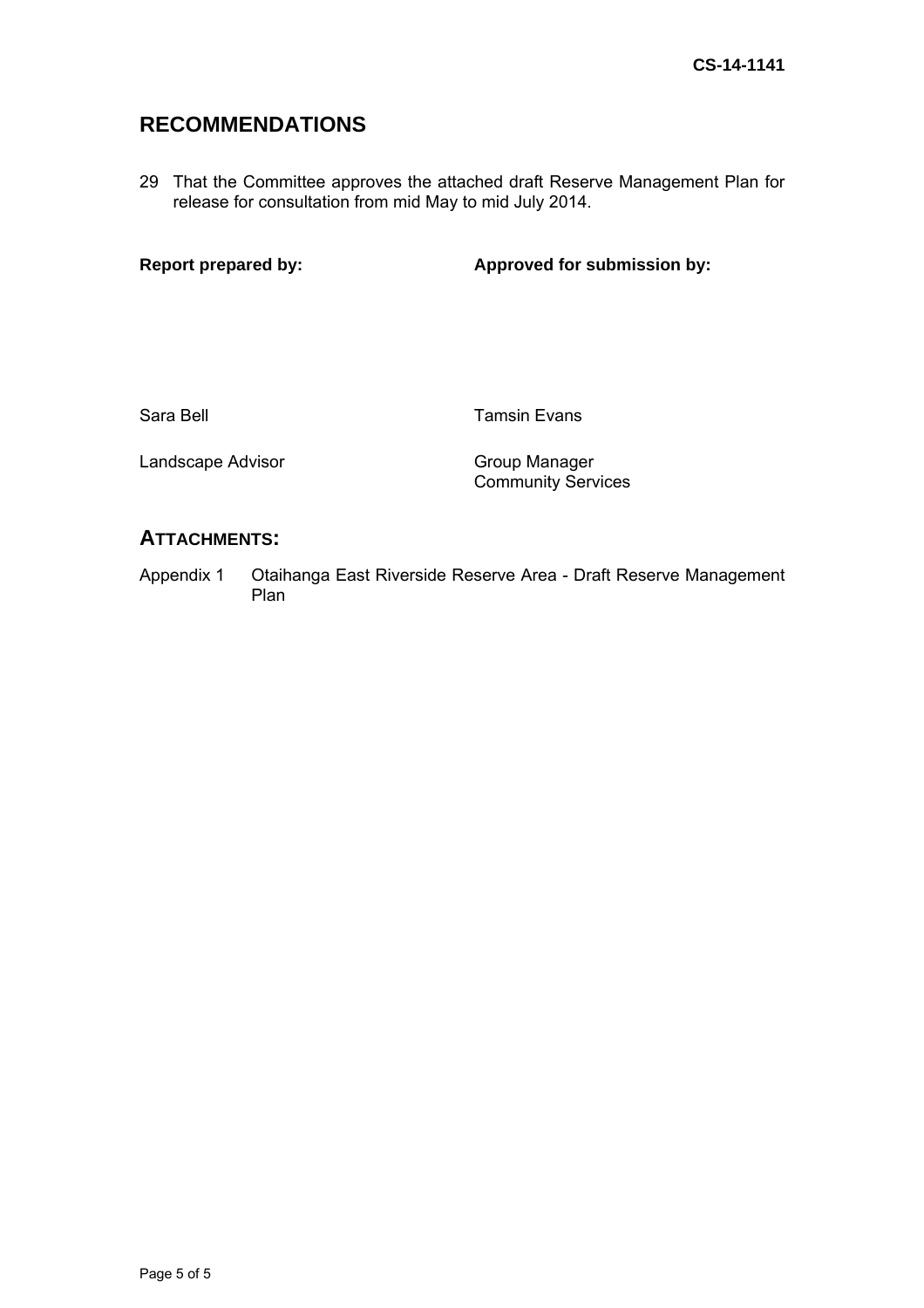## RECOMMENDATIONS

29 That the Committee approves the attached draft Reserve Management Plan for release for consultation from mid May to mid July 2014.

| **Report prepared by:** | **Approved for submission by:** |
| --- | --- |
| Sara Bell | Tamsin Evans |
| Landscape Advisor | Group Manager<br>Community Services |

## ATTACHMENTS:

Appendix 1 Otaihanga East Riverside Reserve Area - Draft Reserve Management Plan